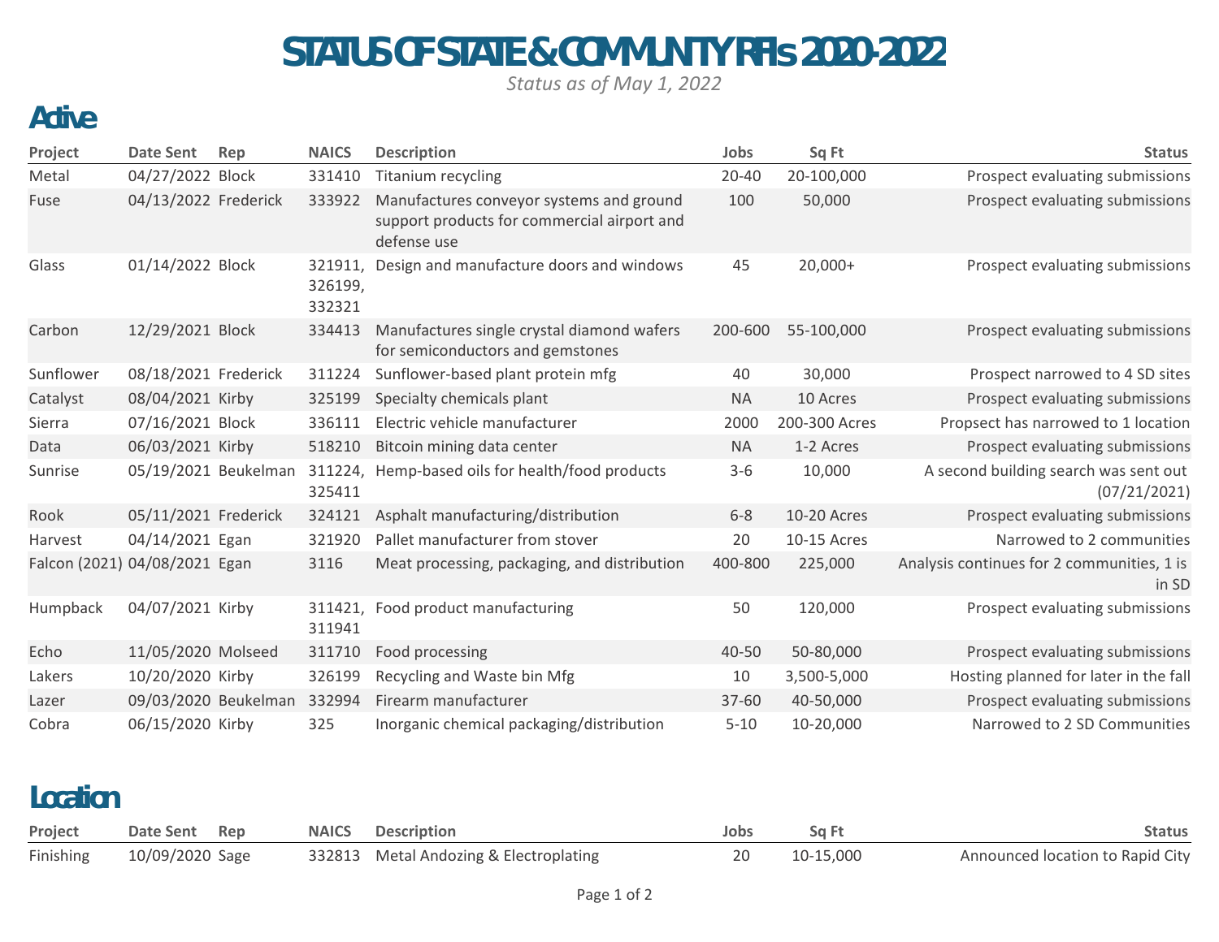# STATUS OF STATE & COMMUNITY RFIs 2020-2022

*Status as of May 1, 2022*

## Active

| Project | Date Sent | Rep | NAICS | Description | Jobs | Sq Ft | Status |
|---|---|---|---|---|---|---|---|
| Metal | 04/27/2022 | Block | 331410 | Titanium recycling | 20-40 | 20-100,000 | Prospect evaluating submissions |
| Fuse | 04/13/2022 | Frederick | 333922 | Manufactures conveyor systems and ground support products for commercial airport and defense use | 100 | 50,000 | Prospect evaluating submissions |
| Glass | 01/14/2022 | Block | 321911, 326199, 332321 | Design and manufacture doors and windows | 45 | 20,000+ | Prospect evaluating submissions |
| Carbon | 12/29/2021 | Block | 334413 | Manufactures single crystal diamond wafers for semiconductors and gemstones | 200-600 | 55-100,000 | Prospect evaluating submissions |
| Sunflower | 08/18/2021 | Frederick | 311224 | Sunflower-based plant protein mfg | 40 | 30,000 | Prospect narrowed to 4 SD sites |
| Catalyst | 08/04/2021 | Kirby | 325199 | Specialty chemicals plant | NA | 10 Acres | Prospect evaluating submissions |
| Sierra | 07/16/2021 | Block | 336111 | Electric vehicle manufacturer | 2000 | 200-300 Acres | Propsect has narrowed to 1 location |
| Data | 06/03/2021 | Kirby | 518210 | Bitcoin mining data center | NA | 1-2 Acres | Prospect evaluating submissions |
| Sunrise | 05/19/2021 | Beukelman | 311224, 325411 | Hemp-based oils for health/food products | 3-6 | 10,000 | A second building search was sent out (07/21/2021) |
| Rook | 05/11/2021 | Frederick | 324121 | Asphalt manufacturing/distribution | 6-8 | 10-20 Acres | Prospect evaluating submissions |
| Harvest | 04/14/2021 | Egan | 321920 | Pallet manufacturer from stover | 20 | 10-15 Acres | Narrowed to 2 communities |
| Falcon (2021) | 04/08/2021 | Egan | 3116 | Meat processing, packaging, and distribution | 400-800 | 225,000 | Analysis continues for 2 communities, 1 is in SD |
| Humpback | 04/07/2021 | Kirby | 311421, 311941 | Food product manufacturing | 50 | 120,000 | Prospect evaluating submissions |
| Echo | 11/05/2020 | Molseed | 311710 | Food processing | 40-50 | 50-80,000 | Prospect evaluating submissions |
| Lakers | 10/20/2020 | Kirby | 326199 | Recycling and Waste bin Mfg | 10 | 3,500-5,000 | Hosting planned for later in the fall |
| Lazer | 09/03/2020 | Beukelman | 332994 | Firearm manufacturer | 37-60 | 40-50,000 | Prospect evaluating submissions |
| Cobra | 06/15/2020 | Kirby | 325 | Inorganic chemical packaging/distribution | 5-10 | 10-20,000 | Narrowed to 2 SD Communities |

## Location

| Project | Date Sent | Rep | NAICS | Description | Jobs | Sq Ft | Status |
|---|---|---|---|---|---|---|---|
| Finishing | 10/09/2020 | Sage | 332813 | Metal Andozing & Electroplating | 20 | 10-15,000 | Announced location to Rapid City |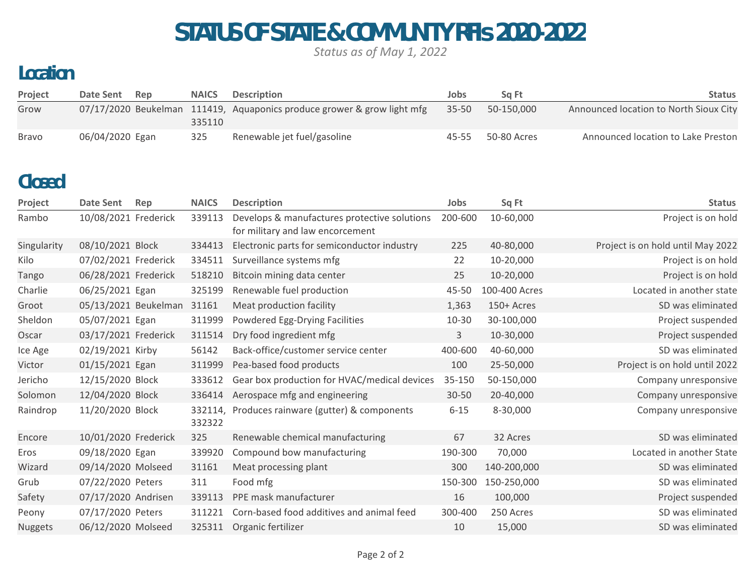# STATUS OF STATE & COMMUNITY RFIs 2020-2022

*Status as of May 1, 2022*

## Location

| Project | Date Sent | Rep | NAICS | Description | Jobs | Sq Ft | Status |
|---|---|---|---|---|---|---|---|
| Grow | 07/17/2020 | Beukelman | 111419, 335110 | Aquaponics produce grower & grow light mfg | 35-50 | 50-150,000 | Announced location to North Sioux City |
| Bravo | 06/04/2020 | Egan | 325 | Renewable jet fuel/gasoline | 45-55 | 50-80 Acres | Announced location to Lake Preston |

## Closed

| Project | Date Sent | Rep | NAICS | Description | Jobs | Sq Ft | Status |
|---|---|---|---|---|---|---|---|
| Rambo | 10/08/2021 | Frederick | 339113 | Develops & manufactures protective solutions for military and law encorcement | 200-600 | 10-60,000 | Project is on hold |
| Singularity | 08/10/2021 | Block | 334413 | Electronic parts for semiconductor industry | 225 | 40-80,000 | Project is on hold until May 2022 |
| Kilo | 07/02/2021 | Frederick | 334511 | Surveillance systems mfg | 22 | 10-20,000 | Project is on hold |
| Tango | 06/28/2021 | Frederick | 518210 | Bitcoin mining data center | 25 | 10-20,000 | Project is on hold |
| Charlie | 06/25/2021 | Egan | 325199 | Renewable fuel production | 45-50 | 100-400 Acres | Located in another state |
| Groot | 05/13/2021 | Beukelman | 31161 | Meat production facility | 1,363 | 150+ Acres | SD was eliminated |
| Sheldon | 05/07/2021 | Egan | 311999 | Powdered Egg-Drying Facilities | 10-30 | 30-100,000 | Project suspended |
| Oscar | 03/17/2021 | Frederick | 311514 | Dry food ingredient mfg | 3 | 10-30,000 | Project suspended |
| Ice Age | 02/19/2021 | Kirby | 56142 | Back-office/customer service center | 400-600 | 40-60,000 | SD was eliminated |
| Victor | 01/15/2021 | Egan | 311999 | Pea-based food products | 100 | 25-50,000 | Project is on hold until 2022 |
| Jericho | 12/15/2020 | Block | 333612 | Gear box production for HVAC/medical devices | 35-150 | 50-150,000 | Company unresponsive |
| Solomon | 12/04/2020 | Block | 336414 | Aerospace mfg and engineering | 30-50 | 20-40,000 | Company unresponsive |
| Raindrop | 11/20/2020 | Block | 332114, 332322 | Produces rainware (gutter) & components | 6-15 | 8-30,000 | Company unresponsive |
| Encore | 10/01/2020 | Frederick | 325 | Renewable chemical manufacturing | 67 | 32 Acres | SD was eliminated |
| Eros | 09/18/2020 | Egan | 339920 | Compound bow manufacturing | 190-300 | 70,000 | Located in another State |
| Wizard | 09/14/2020 | Molseed | 31161 | Meat processing plant | 300 | 140-200,000 | SD was eliminated |
| Grub | 07/22/2020 | Peters | 311 | Food mfg | 150-300 | 150-250,000 | SD was eliminated |
| Safety | 07/17/2020 | Andrisen | 339113 | PPE mask manufacturer | 16 | 100,000 | Project suspended |
| Peony | 07/17/2020 | Peters | 311221 | Corn-based food additives and animal feed | 300-400 | 250 Acres | SD was eliminated |
| Nuggets | 06/12/2020 | Molseed | 325311 | Organic fertilizer | 10 | 15,000 | SD was eliminated |